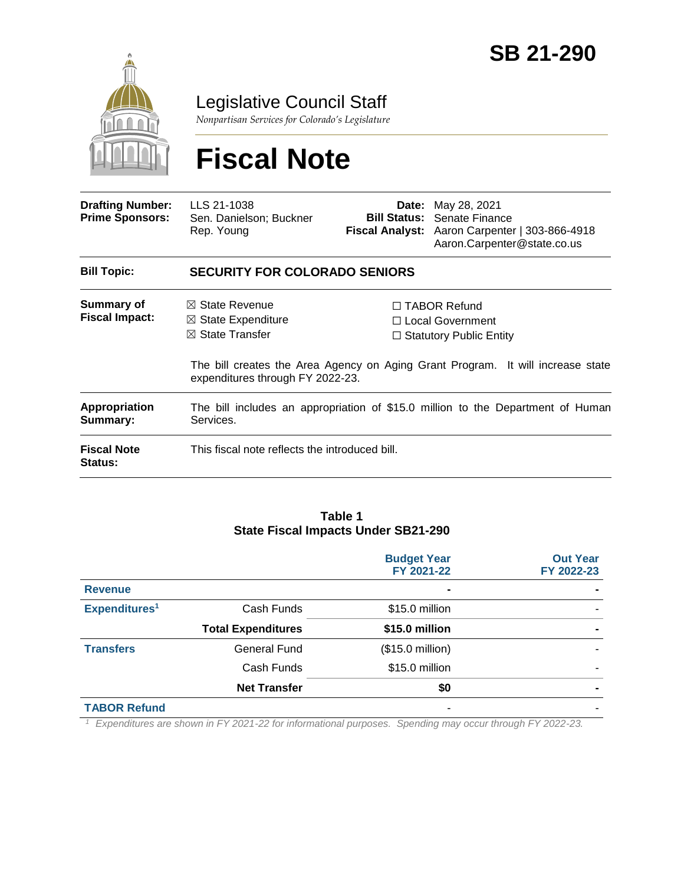# SB 21-290

## Legislative Council Staff

*Nonpartisan Services for Colorado's Legislature*

# Fiscal Note

| | | | |
|---|---|---|---|
| **Drafting Number:** | LLS 21-1038 | **Date:** | May 28, 2021 |
| **Prime Sponsors:** | Sen. Danielson; Buckner<br>Rep. Young | **Bill Status:** | Senate Finance |
| | | **Fiscal Analyst:** | Aaron Carpenter \| 303-866-4918<br>Aaron.Carpenter@state.co.us |

| | |
|---|---|
| **Bill Topic:** | **SECURITY FOR COLORADO SENIORS** |
| **Summary of Fiscal Impact:** | ☒ State Revenue<br>☒ State Expenditure<br>☒ State Transfer<br>☐ TABOR Refund<br>☐ Local Government<br>☐ Statutory Public Entity<br><br>The bill creates the Area Agency on Aging Grant Program. It will increase state expenditures through FY 2022-23. |
| **Appropriation Summary:** | The bill includes an appropriation of $15.0 million to the Department of Human Services. |
| **Fiscal Note Status:** | This fiscal note reflects the introduced bill. |

**Table 1**
**State Fiscal Impacts Under SB21-290**

| | | Budget Year FY 2021-22 | Out Year FY 2022-23 |
|---|---|---|---|
| **Revenue** | | - | - |
| **Expenditures[1]** | Cash Funds | $15.0 million | - |
| | **Total Expenditures** | **$15.0 million** | **-** |
| **Transfers** | General Fund | ($15.0 million) | - |
| | Cash Funds | $15.0 million | - |
| | **Net Transfer** | **$0** | **-** |
| **TABOR Refund** | | - | - |

*[1] Expenditures are shown in FY 2021-22 for informational purposes. Spending may occur through FY 2022-23.*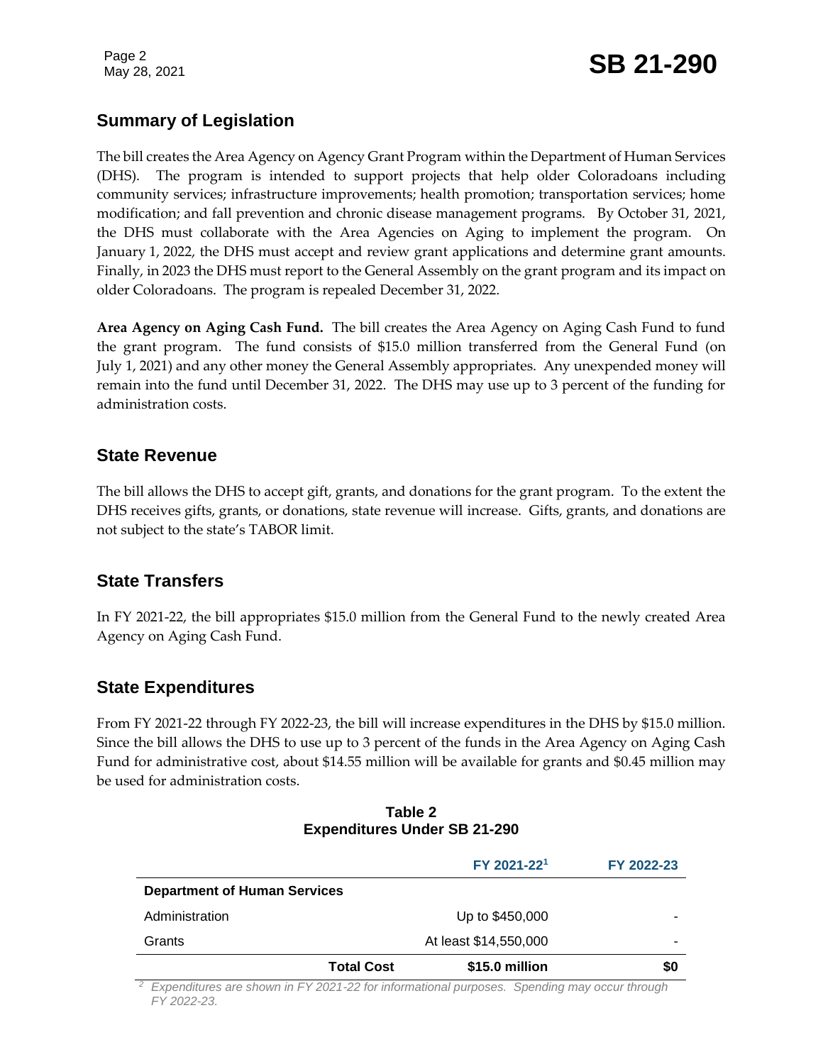## Summary of Legislation

The bill creates the Area Agency on Agency Grant Program within the Department of Human Services (DHS). The program is intended to support projects that help older Coloradoans including community services; infrastructure improvements; health promotion; transportation services; home modification; and fall prevention and chronic disease management programs. By October 31, 2021, the DHS must collaborate with the Area Agencies on Aging to implement the program. On January 1, 2022, the DHS must accept and review grant applications and determine grant amounts. Finally, in 2023 the DHS must report to the General Assembly on the grant program and its impact on older Coloradoans. The program is repealed December 31, 2022.

**Area Agency on Aging Cash Fund.** The bill creates the Area Agency on Aging Cash Fund to fund the grant program. The fund consists of $15.0 million transferred from the General Fund (on July 1, 2021) and any other money the General Assembly appropriates. Any unexpended money will remain into the fund until December 31, 2022. The DHS may use up to 3 percent of the funding for administration costs.

## State Revenue

The bill allows the DHS to accept gift, grants, and donations for the grant program. To the extent the DHS receives gifts, grants, or donations, state revenue will increase. Gifts, grants, and donations are not subject to the state's TABOR limit.

## State Transfers

In FY 2021-22, the bill appropriates $15.0 million from the General Fund to the newly created Area Agency on Aging Cash Fund.

## State Expenditures

From FY 2021-22 through FY 2022-23, the bill will increase expenditures in the DHS by $15.0 million. Since the bill allows the DHS to use up to 3 percent of the funds in the Area Agency on Aging Cash Fund for administrative cost, about $14.55 million will be available for grants and $0.45 million may be used for administration costs.

**Table 2**
**Expenditures Under SB 21-290**

| | FY 2021-22[1] | FY 2022-23 |
|---|---|---|
| **Department of Human Services** | | |
| Administration | Up to $450,000 | - |
| Grants | At least $14,550,000 | - |
| **Total Cost** | **$15.0 million** | **$0** |

[2] *Expenditures are shown in FY 2021-22 for informational purposes. Spending may occur through FY 2022-23.*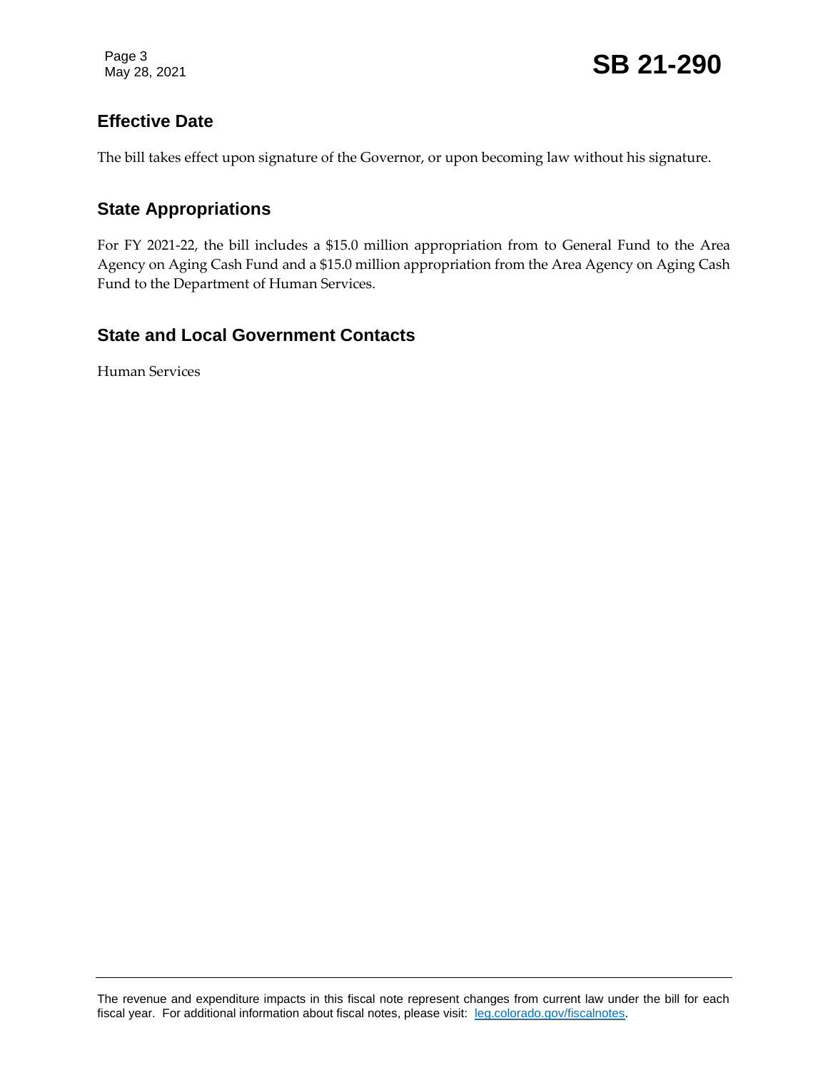## Effective Date

The bill takes effect upon signature of the Governor, or upon becoming law without his signature.

## State Appropriations

For FY 2021-22, the bill includes a $15.0 million appropriation from to General Fund to the Area Agency on Aging Cash Fund and a $15.0 million appropriation from the Area Agency on Aging Cash Fund to the Department of Human Services.

## State and Local Government Contacts

Human Services

The revenue and expenditure impacts in this fiscal note represent changes from current law under the bill for each fiscal year. For additional information about fiscal notes, please visit: leg.colorado.gov/fiscalnotes.